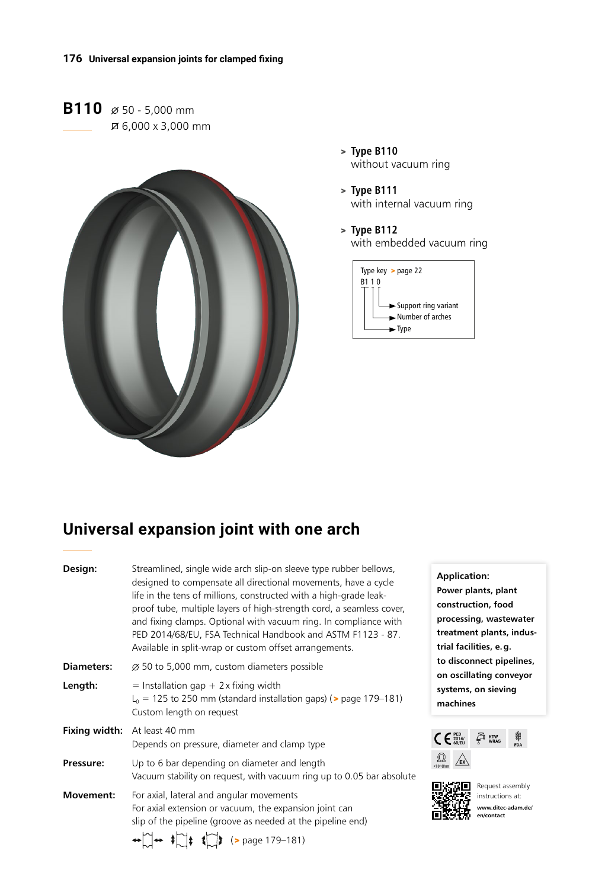# B110

⌀ 50 - 5,000 mm
⊠ 6,000 x 3,000 mm

> **Type B110**
> without vacuum ring

> **Type B111**
> with internal vacuum ring

> **Type B112**
> with embedded vacuum ring

Type key > page 22
B1 1 0
- Support ring variant
- Number of arches
- Type

## Universal expansion joint with one arch

**Design:** Streamlined, single wide arch slip-on sleeve type rubber bellows, designed to compensate all directional movements, have a cycle life in the tens of millions, constructed with a high-grade leak-proof tube, multiple layers of high-strength cord, a seamless cover, and fixing clamps. Optional with vacuum ring. In compliance with PED 2014/68/EU, FSA Technical Handbook and ASTM F1123 - 87. Available in split-wrap or custom offset arrangements.

**Diameters:** ⌀ 50 to 5,000 mm, custom diameters possible

**Length:** = Installation gap + 2 x fixing width
$L_0$ = 125 to 250 mm (standard installation gaps) (> page 179–181)
Custom length on request

**Fixing width:** At least 40 mm
Depends on pressure, diameter and clamp type

**Pressure:** Up to 6 bar depending on diameter and length
Vacuum stability on request, with vacuum ring up to 0.05 bar absolute

**Movement:** For axial, lateral and angular movements
For axial extension or vacuum, the expansion joint can slip of the pipeline (groove as needed at the pipeline end)
(> page 179–181)

**Application:**
**Power plants, plant construction, food processing, wastewater treatment plants, industrial facilities, e.g. to disconnect pipelines, on oscillating conveyor systems, on sieving machines**

CE PED 2014/68/EU · KTW WRAS · FDA · $<10^6$ Ohm · EX

Request assembly instructions at:
**www.ditec-adam.de/en/contact**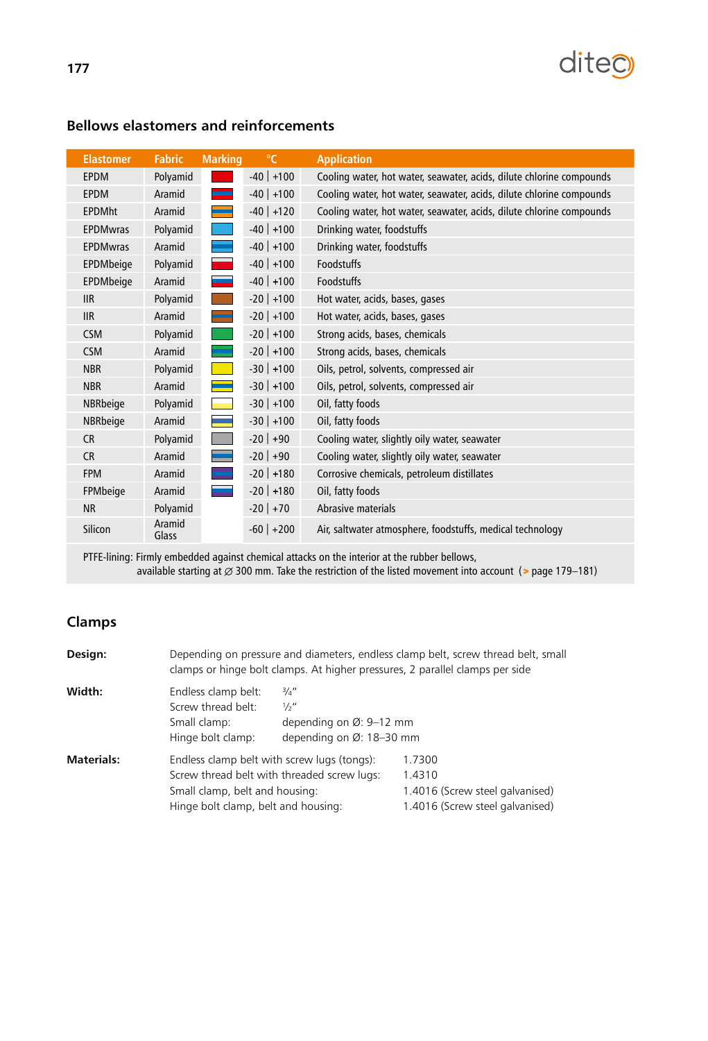## Bellows elastomers and reinforcements

| Elastomer | Fabric | Marking | °C | Application |
|---|---|---|---|---|
| EPDM | Polyamid | | -40 \| +100 | Cooling water, hot water, seawater, acids, dilute chlorine compounds |
| EPDM | Aramid | | -40 \| +100 | Cooling water, hot water, seawater, acids, dilute chlorine compounds |
| EPDMht | Aramid | | -40 \| +120 | Cooling water, hot water, seawater, acids, dilute chlorine compounds |
| EPDMwras | Polyamid | | -40 \| +100 | Drinking water, foodstuffs |
| EPDMwras | Aramid | | -40 \| +100 | Drinking water, foodstuffs |
| EPDMbeige | Polyamid | | -40 \| +100 | Foodstuffs |
| EPDMbeige | Aramid | | -40 \| +100 | Foodstuffs |
| IIR | Polyamid | | -20 \| +100 | Hot water, acids, bases, gases |
| IIR | Aramid | | -20 \| +100 | Hot water, acids, bases, gases |
| CSM | Polyamid | | -20 \| +100 | Strong acids, bases, chemicals |
| CSM | Aramid | | -20 \| +100 | Strong acids, bases, chemicals |
| NBR | Polyamid | | -30 \| +100 | Oils, petrol, solvents, compressed air |
| NBR | Aramid | | -30 \| +100 | Oils, petrol, solvents, compressed air |
| NBRbeige | Polyamid | | -30 \| +100 | Oil, fatty foods |
| NBRbeige | Aramid | | -30 \| +100 | Oil, fatty foods |
| CR | Polyamid | | -20 \| +90 | Cooling water, slightly oily water, seawater |
| CR | Aramid | | -20 \| +90 | Cooling water, slightly oily water, seawater |
| FPM | Aramid | | -20 \| +180 | Corrosive chemicals, petroleum distillates |
| FPMbeige | Aramid | | -20 \| +180 | Oil, fatty foods |
| NR | Polyamid | | -20 \| +70 | Abrasive materials |
| Silicon | Aramid Glass | | -60 \| +200 | Air, saltwater atmosphere, foodstuffs, medical technology |

PTFE-lining: Firmly embedded against chemical attacks on the interior at the rubber bellows,
available starting at ∅ 300 mm. Take the restriction of the listed movement into account (> page 179–181)

## Clamps

**Design:** Depending on pressure and diameters, endless clamp belt, screw thread belt, small clamps or hinge bolt clamps. At higher pressures, 2 parallel clamps per side

**Width:**

| | |
|---|---|
| Endless clamp belt: | ¾" |
| Screw thread belt: | ½" |
| Small clamp: | depending on Ø: 9–12 mm |
| Hinge bolt clamp: | depending on Ø: 18–30 mm |

**Materials:**

| | |
|---|---|
| Endless clamp belt with screw lugs (tongs): | 1.7300 |
| Screw thread belt with threaded screw lugs: | 1.4310 |
| Small clamp, belt and housing: | 1.4016 (Screw steel galvanised) |
| Hinge bolt clamp, belt and housing: | 1.4016 (Screw steel galvanised) |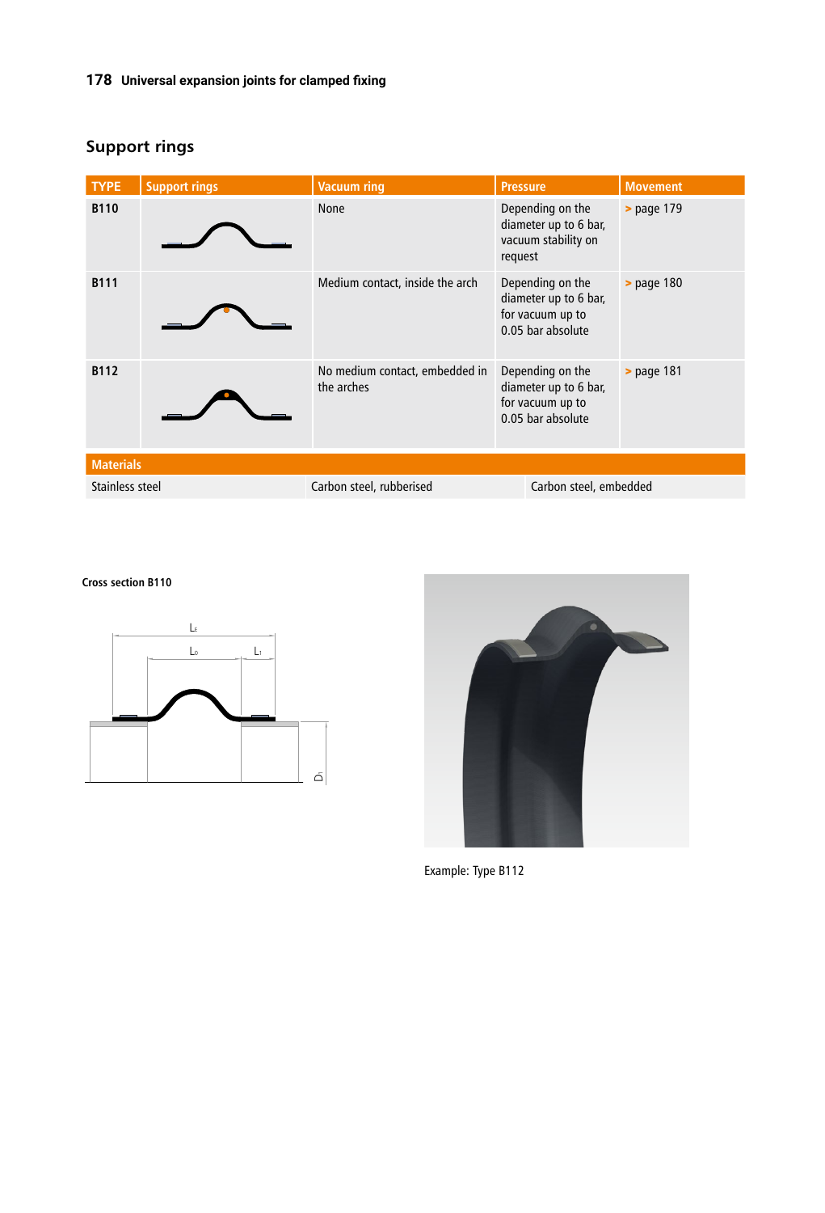## Support rings

| TYPE | Support rings | Vacuum ring | Pressure | Movement |
|---|---|---|---|---|
| **B110** | | None | Depending on the diameter up to 6 bar, vacuum stability on request | > page 179 |
| **B111** | | Medium contact, inside the arch | Depending on the diameter up to 6 bar, for vacuum up to 0.05 bar absolute | > page 180 |
| **B112** | | No medium contact, embedded in the arches | Depending on the diameter up to 6 bar, for vacuum up to 0.05 bar absolute | > page 181 |

| Materials | | |
|---|---|---|
| Stainless steel | Carbon steel, rubberised | Carbon steel, embedded |

**Cross section B110**

$L_E$

$L_0$

$L_T$

$D_i$

Example: Type B112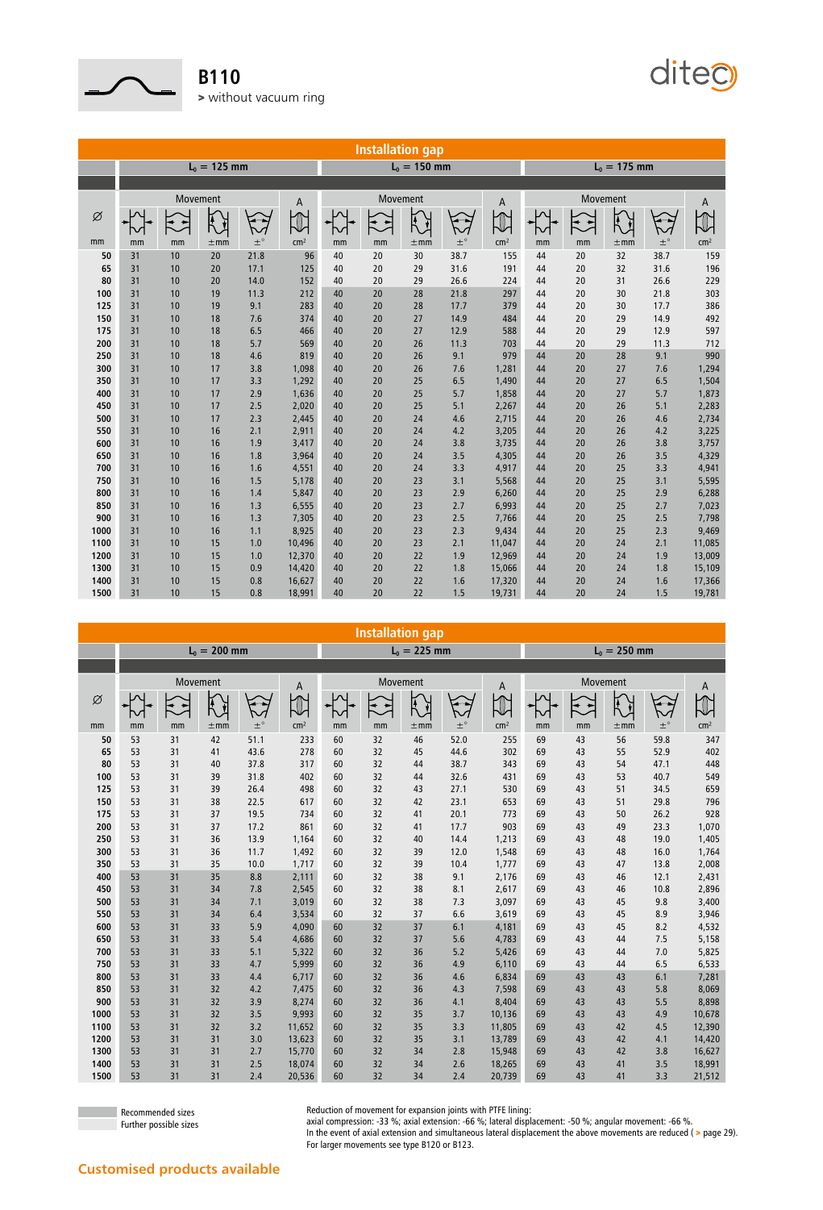# B110

> without vacuum ring

## Installation gap

| Ø | $L_0$ = 125 mm | | | | | $L_0$ = 150 mm | | | | | $L_0$ = 175 mm | | | | |
|---|---|---|---|---|---|---|---|---|---|---|---|---|---|---|---|
| | Movement | | | | A | Movement | | | | A | Movement | | | | A |
| mm | mm | mm | ±mm | ±° | cm² | mm | mm | ±mm | ±° | cm² | mm | mm | ±mm | ±° | cm² |
| 50 | 31 | 10 | 20 | 21.8 | 96 | 40 | 20 | 30 | 38.7 | 155 | 44 | 20 | 32 | 38.7 | 159 |
| 65 | 31 | 10 | 20 | 17.1 | 125 | 40 | 20 | 29 | 31.6 | 191 | 44 | 20 | 32 | 31.6 | 196 |
| 80 | 31 | 10 | 20 | 14.0 | 152 | 40 | 20 | 29 | 26.6 | 224 | 44 | 20 | 31 | 26.6 | 229 |
| 100 | 31 | 10 | 19 | 11.3 | 212 | 40 | 20 | 28 | 21.8 | 297 | 44 | 20 | 30 | 21.8 | 303 |
| 125 | 31 | 10 | 19 | 9.1 | 283 | 40 | 20 | 28 | 17.7 | 379 | 44 | 20 | 30 | 17.7 | 386 |
| 150 | 31 | 10 | 18 | 7.6 | 374 | 40 | 20 | 27 | 14.9 | 484 | 44 | 20 | 29 | 14.9 | 492 |
| 175 | 31 | 10 | 18 | 6.5 | 466 | 40 | 20 | 27 | 12.9 | 588 | 44 | 20 | 29 | 12.9 | 597 |
| 200 | 31 | 10 | 18 | 5.7 | 569 | 40 | 20 | 26 | 11.3 | 703 | 44 | 20 | 29 | 11.3 | 712 |
| 250 | 31 | 10 | 18 | 4.6 | 819 | 40 | 20 | 26 | 9.1 | 979 | 44 | 20 | 28 | 9.1 | 990 |
| 300 | 31 | 10 | 17 | 3.8 | 1,098 | 40 | 20 | 26 | 7.6 | 1,281 | 44 | 20 | 27 | 7.6 | 1,294 |
| 350 | 31 | 10 | 17 | 3.3 | 1,292 | 40 | 20 | 25 | 6.5 | 1,490 | 44 | 20 | 27 | 6.5 | 1,504 |
| 400 | 31 | 10 | 17 | 2.9 | 1,636 | 40 | 20 | 25 | 5.7 | 1,858 | 44 | 20 | 27 | 5.7 | 1,873 |
| 450 | 31 | 10 | 17 | 2.5 | 2,020 | 40 | 20 | 25 | 5.1 | 2,267 | 44 | 20 | 26 | 5.1 | 2,283 |
| 500 | 31 | 10 | 17 | 2.3 | 2,445 | 40 | 20 | 24 | 4.6 | 2,715 | 44 | 20 | 26 | 4.6 | 2,734 |
| 550 | 31 | 10 | 16 | 2.1 | 2,911 | 40 | 20 | 24 | 4.2 | 3,205 | 44 | 20 | 26 | 4.2 | 3,225 |
| 600 | 31 | 10 | 16 | 1.9 | 3,417 | 40 | 20 | 24 | 3.8 | 3,735 | 44 | 20 | 26 | 3.8 | 3,757 |
| 650 | 31 | 10 | 16 | 1.8 | 3,964 | 40 | 20 | 24 | 3.5 | 4,305 | 44 | 20 | 26 | 3.5 | 4,329 |
| 700 | 31 | 10 | 16 | 1.6 | 4,551 | 40 | 20 | 24 | 3.3 | 4,917 | 44 | 20 | 25 | 3.3 | 4,941 |
| 750 | 31 | 10 | 16 | 1.5 | 5,178 | 40 | 20 | 23 | 3.1 | 5,568 | 44 | 20 | 25 | 3.1 | 5,595 |
| 800 | 31 | 10 | 16 | 1.4 | 5,847 | 40 | 20 | 23 | 2.9 | 6,260 | 44 | 20 | 25 | 2.9 | 6,288 |
| 850 | 31 | 10 | 16 | 1.3 | 6,555 | 40 | 20 | 23 | 2.7 | 6,993 | 44 | 20 | 25 | 2.7 | 7,023 |
| 900 | 31 | 10 | 16 | 1.3 | 7,305 | 40 | 20 | 23 | 2.5 | 7,766 | 44 | 20 | 25 | 2.5 | 7,798 |
| 1000 | 31 | 10 | 16 | 1.1 | 8,925 | 40 | 20 | 23 | 2.3 | 9,434 | 44 | 20 | 25 | 2.3 | 9,469 |
| 1100 | 31 | 10 | 15 | 1.0 | 10,496 | 40 | 20 | 23 | 2.1 | 11,047 | 44 | 20 | 24 | 2.1 | 11,085 |
| 1200 | 31 | 10 | 15 | 1.0 | 12,370 | 40 | 20 | 22 | 1.9 | 12,969 | 44 | 20 | 24 | 1.9 | 13,009 |
| 1300 | 31 | 10 | 15 | 0.9 | 14,420 | 40 | 20 | 22 | 1.8 | 15,066 | 44 | 20 | 24 | 1.8 | 15,109 |
| 1400 | 31 | 10 | 15 | 0.8 | 16,627 | 40 | 20 | 22 | 1.6 | 17,320 | 44 | 20 | 24 | 1.6 | 17,366 |
| 1500 | 31 | 10 | 15 | 0.8 | 18,991 | 40 | 20 | 22 | 1.5 | 19,731 | 44 | 20 | 24 | 1.5 | 19,781 |

## Installation gap

| Ø | $L_0$ = 200 mm | | | | | $L_0$ = 225 mm | | | | | $L_0$ = 250 mm | | | | |
|---|---|---|---|---|---|---|---|---|---|---|---|---|---|---|---|
| | Movement | | | | A | Movement | | | | A | Movement | | | | A |
| mm | mm | mm | ±mm | ±° | cm² | mm | mm | ±mm | ±° | cm² | mm | mm | ±mm | ±° | cm² |
| 50 | 53 | 31 | 42 | 51.1 | 233 | 60 | 32 | 46 | 52.0 | 255 | 69 | 43 | 56 | 59.8 | 347 |
| 65 | 53 | 31 | 41 | 43.6 | 278 | 60 | 32 | 45 | 44.6 | 302 | 69 | 43 | 55 | 52.9 | 402 |
| 80 | 53 | 31 | 40 | 37.8 | 317 | 60 | 32 | 44 | 38.7 | 343 | 69 | 43 | 54 | 47.1 | 448 |
| 100 | 53 | 31 | 39 | 31.8 | 402 | 60 | 32 | 44 | 32.6 | 431 | 69 | 43 | 53 | 40.7 | 549 |
| 125 | 53 | 31 | 39 | 26.4 | 498 | 60 | 32 | 43 | 27.1 | 530 | 69 | 43 | 51 | 34.5 | 659 |
| 150 | 53 | 31 | 38 | 22.5 | 617 | 60 | 32 | 42 | 23.1 | 653 | 69 | 43 | 51 | 29.8 | 796 |
| 175 | 53 | 31 | 37 | 19.5 | 734 | 60 | 32 | 41 | 20.1 | 773 | 69 | 43 | 50 | 26.2 | 928 |
| 200 | 53 | 31 | 37 | 17.2 | 861 | 60 | 32 | 41 | 17.7 | 903 | 69 | 43 | 49 | 23.3 | 1,070 |
| 250 | 53 | 31 | 36 | 13.9 | 1,164 | 60 | 32 | 40 | 14.4 | 1,213 | 69 | 43 | 48 | 19.0 | 1,405 |
| 300 | 53 | 31 | 36 | 11.7 | 1,492 | 60 | 32 | 39 | 12.0 | 1,548 | 69 | 43 | 48 | 16.0 | 1,764 |
| 350 | 53 | 31 | 35 | 10.0 | 1,717 | 60 | 32 | 39 | 10.4 | 1,777 | 69 | 43 | 47 | 13.8 | 2,008 |
| 400 | 53 | 31 | 35 | 8.8 | 2,111 | 60 | 32 | 38 | 9.1 | 2,176 | 69 | 43 | 46 | 12.1 | 2,431 |
| 450 | 53 | 31 | 34 | 7.8 | 2,545 | 60 | 32 | 38 | 8.1 | 2,617 | 69 | 43 | 46 | 10.8 | 2,896 |
| 500 | 53 | 31 | 34 | 7.1 | 3,019 | 60 | 32 | 38 | 7.3 | 3,097 | 69 | 43 | 45 | 9.8 | 3,400 |
| 550 | 53 | 31 | 34 | 6.4 | 3,534 | 60 | 32 | 37 | 6.6 | 3,619 | 69 | 43 | 45 | 8.9 | 3,946 |
| 600 | 53 | 31 | 33 | 5.9 | 4,090 | 60 | 32 | 37 | 6.1 | 4,181 | 69 | 43 | 45 | 8.2 | 4,532 |
| 650 | 53 | 31 | 33 | 5.4 | 4,686 | 60 | 32 | 37 | 5.6 | 4,783 | 69 | 43 | 44 | 7.5 | 5,158 |
| 700 | 53 | 31 | 33 | 5.1 | 5,322 | 60 | 32 | 36 | 5.2 | 5,426 | 69 | 43 | 44 | 7.0 | 5,825 |
| 750 | 53 | 31 | 33 | 4.7 | 5,999 | 60 | 32 | 36 | 4.9 | 6,110 | 69 | 43 | 44 | 6.5 | 6,533 |
| 800 | 53 | 31 | 33 | 4.4 | 6,717 | 60 | 32 | 36 | 4.6 | 6,834 | 69 | 43 | 43 | 6.1 | 7,281 |
| 850 | 53 | 31 | 32 | 4.2 | 7,475 | 60 | 32 | 36 | 4.3 | 7,598 | 69 | 43 | 43 | 5.8 | 8,069 |
| 900 | 53 | 31 | 32 | 3.9 | 8,274 | 60 | 32 | 36 | 4.1 | 8,404 | 69 | 43 | 43 | 5.5 | 8,898 |
| 1000 | 53 | 31 | 32 | 3.5 | 9,993 | 60 | 32 | 35 | 3.7 | 10,136 | 69 | 43 | 43 | 4.9 | 10,678 |
| 1100 | 53 | 31 | 32 | 3.2 | 11,652 | 60 | 32 | 35 | 3.3 | 11,805 | 69 | 43 | 42 | 4.5 | 12,390 |
| 1200 | 53 | 31 | 31 | 3.0 | 13,623 | 60 | 32 | 35 | 3.1 | 13,789 | 69 | 43 | 42 | 4.1 | 14,420 |
| 1300 | 53 | 31 | 31 | 2.7 | 15,770 | 60 | 32 | 34 | 2.8 | 15,948 | 69 | 43 | 42 | 3.8 | 16,627 |
| 1400 | 53 | 31 | 31 | 2.5 | 18,074 | 60 | 32 | 34 | 2.6 | 18,265 | 69 | 43 | 41 | 3.5 | 18,991 |
| 1500 | 53 | 31 | 31 | 2.4 | 20,536 | 60 | 32 | 34 | 2.4 | 20,739 | 69 | 43 | 41 | 3.3 | 21,512 |

Recommended sizes
Further possible sizes

Reduction of movement for expansion joints with PTFE lining:
axial compression: -33 %; axial extension: -66 %; lateral displacement: -50 %; angular movement: -66 %.
In the event of axial extension and simultaneous lateral displacement the above movements are reduced ( > page 29).
For larger movements see type B120 or B123.

**Customised products available**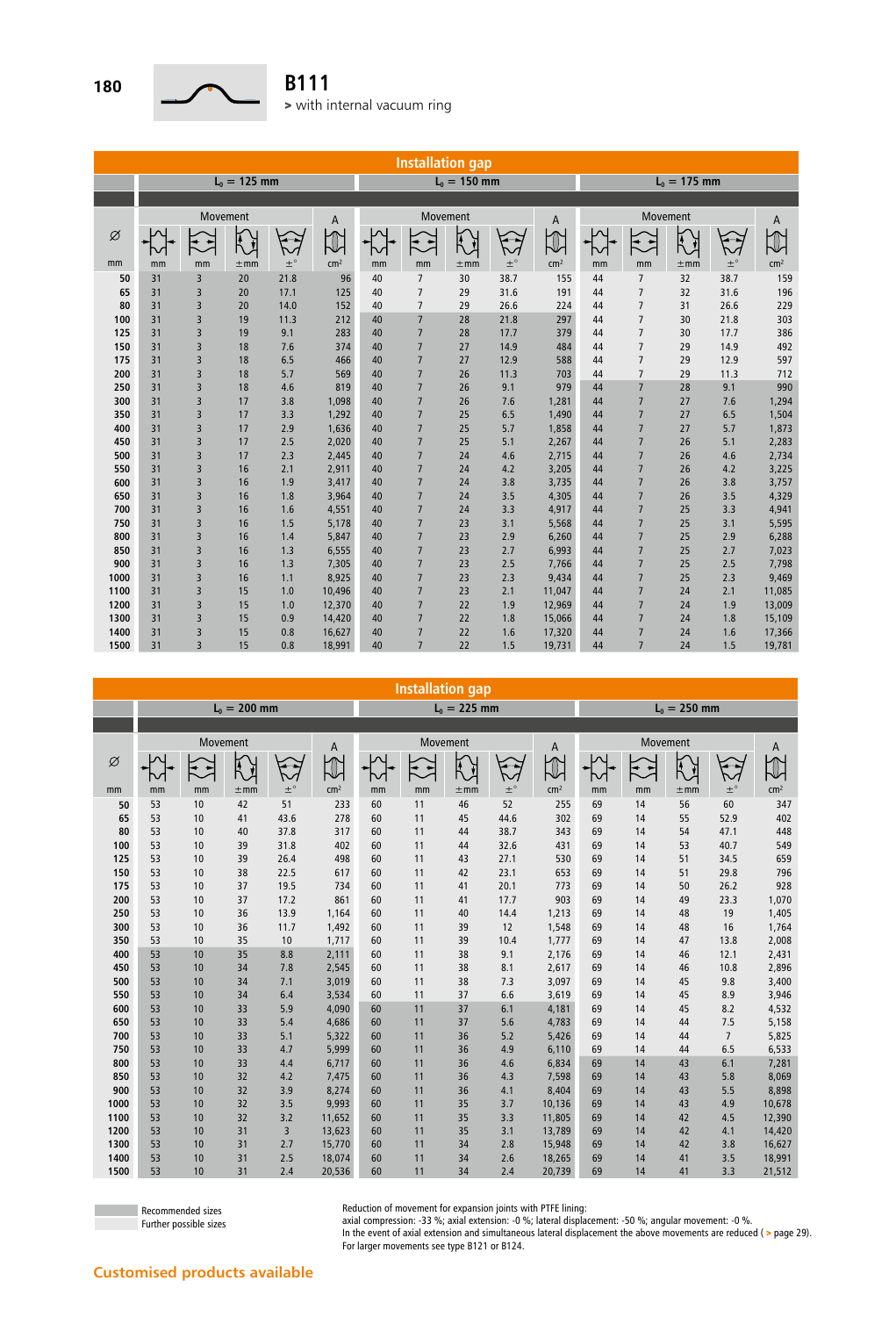# B111

> with internal vacuum ring

## Installation gap

| Ø | $L_0$ = 125 mm | | | | | $L_0$ = 150 mm | | | | | $L_0$ = 175 mm | | | | |
|---|---|---|---|---|---|---|---|---|---|---|---|---|---|---|---|
| | Movement | | | | A | Movement | | | | A | Movement | | | | A |
| mm | mm | mm | ±mm | ±° | cm² | mm | mm | ±mm | ±° | cm² | mm | mm | ±mm | ±° | cm² |
| 50 | 31 | 3 | 20 | 21.8 | 96 | 40 | 7 | 30 | 38.7 | 155 | 44 | 7 | 32 | 38.7 | 159 |
| 65 | 31 | 3 | 20 | 17.1 | 125 | 40 | 7 | 29 | 31.6 | 191 | 44 | 7 | 32 | 31.6 | 196 |
| 80 | 31 | 3 | 20 | 14.0 | 152 | 40 | 7 | 29 | 26.6 | 224 | 44 | 7 | 31 | 26.6 | 229 |
| 100 | 31 | 3 | 19 | 11.3 | 212 | 40 | 7 | 28 | 21.8 | 297 | 44 | 7 | 30 | 21.8 | 303 |
| 125 | 31 | 3 | 19 | 9.1 | 283 | 40 | 7 | 28 | 17.7 | 379 | 44 | 7 | 30 | 17.7 | 386 |
| 150 | 31 | 3 | 18 | 7.6 | 374 | 40 | 7 | 27 | 14.9 | 484 | 44 | 7 | 29 | 14.9 | 492 |
| 175 | 31 | 3 | 18 | 6.5 | 466 | 40 | 7 | 27 | 12.9 | 588 | 44 | 7 | 29 | 12.9 | 597 |
| 200 | 31 | 3 | 18 | 5.7 | 569 | 40 | 7 | 26 | 11.3 | 703 | 44 | 7 | 29 | 11.3 | 712 |
| 250 | 31 | 3 | 18 | 4.6 | 819 | 40 | 7 | 26 | 9.1 | 979 | 44 | 7 | 28 | 9.1 | 990 |
| 300 | 31 | 3 | 17 | 3.8 | 1,098 | 40 | 7 | 26 | 7.6 | 1,281 | 44 | 7 | 27 | 7.6 | 1,294 |
| 350 | 31 | 3 | 17 | 3.3 | 1,292 | 40 | 7 | 25 | 6.5 | 1,490 | 44 | 7 | 27 | 6.5 | 1,504 |
| 400 | 31 | 3 | 17 | 2.9 | 1,636 | 40 | 7 | 25 | 5.7 | 1,858 | 44 | 7 | 27 | 5.7 | 1,873 |
| 450 | 31 | 3 | 17 | 2.5 | 2,020 | 40 | 7 | 25 | 5.1 | 2,267 | 44 | 7 | 26 | 5.1 | 2,283 |
| 500 | 31 | 3 | 17 | 2.3 | 2,445 | 40 | 7 | 24 | 4.6 | 2,715 | 44 | 7 | 26 | 4.6 | 2,734 |
| 550 | 31 | 3 | 16 | 2.1 | 2,911 | 40 | 7 | 24 | 4.2 | 3,205 | 44 | 7 | 26 | 4.2 | 3,225 |
| 600 | 31 | 3 | 16 | 1.9 | 3,417 | 40 | 7 | 24 | 3.8 | 3,735 | 44 | 7 | 26 | 3.8 | 3,757 |
| 650 | 31 | 3 | 16 | 1.8 | 3,964 | 40 | 7 | 24 | 3.5 | 4,305 | 44 | 7 | 26 | 3.5 | 4,329 |
| 700 | 31 | 3 | 16 | 1.6 | 4,551 | 40 | 7 | 24 | 3.3 | 4,917 | 44 | 7 | 25 | 3.3 | 4,941 |
| 750 | 31 | 3 | 16 | 1.5 | 5,178 | 40 | 7 | 23 | 3.1 | 5,568 | 44 | 7 | 25 | 3.1 | 5,595 |
| 800 | 31 | 3 | 16 | 1.4 | 5,847 | 40 | 7 | 23 | 2.9 | 6,260 | 44 | 7 | 25 | 2.9 | 6,288 |
| 850 | 31 | 3 | 16 | 1.3 | 6,555 | 40 | 7 | 23 | 2.7 | 6,993 | 44 | 7 | 25 | 2.7 | 7,023 |
| 900 | 31 | 3 | 16 | 1.3 | 7,305 | 40 | 7 | 23 | 2.5 | 7,766 | 44 | 7 | 25 | 2.5 | 7,798 |
| 1000 | 31 | 3 | 16 | 1.1 | 8,925 | 40 | 7 | 23 | 2.3 | 9,434 | 44 | 7 | 25 | 2.3 | 9,469 |
| 1100 | 31 | 3 | 15 | 1.0 | 10,496 | 40 | 7 | 23 | 2.1 | 11,047 | 44 | 7 | 24 | 2.1 | 11,085 |
| 1200 | 31 | 3 | 15 | 1.0 | 12,370 | 40 | 7 | 22 | 1.9 | 12,969 | 44 | 7 | 24 | 1.9 | 13,009 |
| 1300 | 31 | 3 | 15 | 0.9 | 14,420 | 40 | 7 | 22 | 1.8 | 15,066 | 44 | 7 | 24 | 1.8 | 15,109 |
| 1400 | 31 | 3 | 15 | 0.8 | 16,627 | 40 | 7 | 22 | 1.6 | 17,320 | 44 | 7 | 24 | 1.6 | 17,366 |
| 1500 | 31 | 3 | 15 | 0.8 | 18,991 | 40 | 7 | 22 | 1.5 | 19,731 | 44 | 7 | 24 | 1.5 | 19,781 |

## Installation gap

| Ø | $L_0$ = 200 mm | | | | | $L_0$ = 225 mm | | | | | $L_0$ = 250 mm | | | | |
|---|---|---|---|---|---|---|---|---|---|---|---|---|---|---|---|
| | Movement | | | | A | Movement | | | | A | Movement | | | | A |
| mm | mm | mm | ±mm | ±° | cm² | mm | mm | ±mm | ±° | cm² | mm | mm | ±mm | ±° | cm² |
| 50 | 53 | 10 | 42 | 51 | 233 | 60 | 11 | 46 | 52 | 255 | 69 | 14 | 56 | 60 | 347 |
| 65 | 53 | 10 | 41 | 43.6 | 278 | 60 | 11 | 45 | 44.6 | 302 | 69 | 14 | 55 | 52.9 | 402 |
| 80 | 53 | 10 | 40 | 37.8 | 317 | 60 | 11 | 44 | 38.7 | 343 | 69 | 14 | 54 | 47.1 | 448 |
| 100 | 53 | 10 | 39 | 31.8 | 402 | 60 | 11 | 44 | 32.6 | 431 | 69 | 14 | 53 | 40.7 | 549 |
| 125 | 53 | 10 | 39 | 26.4 | 498 | 60 | 11 | 43 | 27.1 | 530 | 69 | 14 | 51 | 34.5 | 659 |
| 150 | 53 | 10 | 38 | 22.5 | 617 | 60 | 11 | 42 | 23.1 | 653 | 69 | 14 | 51 | 29.8 | 796 |
| 175 | 53 | 10 | 37 | 19.5 | 734 | 60 | 11 | 41 | 20.1 | 773 | 69 | 14 | 50 | 26.2 | 928 |
| 200 | 53 | 10 | 37 | 17.2 | 861 | 60 | 11 | 41 | 17.7 | 903 | 69 | 14 | 49 | 23.3 | 1,070 |
| 250 | 53 | 10 | 36 | 13.9 | 1,164 | 60 | 11 | 40 | 14.4 | 1,213 | 69 | 14 | 48 | 19 | 1,405 |
| 300 | 53 | 10 | 36 | 11.7 | 1,492 | 60 | 11 | 39 | 12 | 1,548 | 69 | 14 | 48 | 16 | 1,764 |
| 350 | 53 | 10 | 35 | 10 | 1,717 | 60 | 11 | 39 | 10.4 | 1,777 | 69 | 14 | 47 | 13.8 | 2,008 |
| 400 | 53 | 10 | 35 | 8.8 | 2,111 | 60 | 11 | 38 | 9.1 | 2,176 | 69 | 14 | 46 | 12.1 | 2,431 |
| 450 | 53 | 10 | 34 | 7.8 | 2,545 | 60 | 11 | 38 | 8.1 | 2,617 | 69 | 14 | 46 | 10.8 | 2,896 |
| 500 | 53 | 10 | 34 | 7.1 | 3,019 | 60 | 11 | 38 | 7.3 | 3,097 | 69 | 14 | 45 | 9.8 | 3,400 |
| 550 | 53 | 10 | 34 | 6.4 | 3,534 | 60 | 11 | 37 | 6.6 | 3,619 | 69 | 14 | 45 | 8.9 | 3,946 |
| 600 | 53 | 10 | 33 | 5.9 | 4,090 | 60 | 11 | 37 | 6.1 | 4,181 | 69 | 14 | 45 | 8.2 | 4,532 |
| 650 | 53 | 10 | 33 | 5.4 | 4,686 | 60 | 11 | 37 | 5.6 | 4,783 | 69 | 14 | 44 | 7.5 | 5,158 |
| 700 | 53 | 10 | 33 | 5.1 | 5,322 | 60 | 11 | 36 | 5.2 | 5,426 | 69 | 14 | 44 | 7 | 5,825 |
| 750 | 53 | 10 | 33 | 4.7 | 5,999 | 60 | 11 | 36 | 4.9 | 6,110 | 69 | 14 | 44 | 6.5 | 6,533 |
| 800 | 53 | 10 | 33 | 4.4 | 6,717 | 60 | 11 | 36 | 4.6 | 6,834 | 69 | 14 | 43 | 6.1 | 7,281 |
| 850 | 53 | 10 | 32 | 4.2 | 7,475 | 60 | 11 | 36 | 4.3 | 7,598 | 69 | 14 | 43 | 5.8 | 8,069 |
| 900 | 53 | 10 | 32 | 3.9 | 8,274 | 60 | 11 | 36 | 4.1 | 8,404 | 69 | 14 | 43 | 5.5 | 8,898 |
| 1000 | 53 | 10 | 32 | 3.5 | 9,993 | 60 | 11 | 35 | 3.7 | 10,136 | 69 | 14 | 43 | 4.9 | 10,678 |
| 1100 | 53 | 10 | 32 | 3.2 | 11,652 | 60 | 11 | 35 | 3.3 | 11,805 | 69 | 14 | 42 | 4.5 | 12,390 |
| 1200 | 53 | 10 | 31 | 3 | 13,623 | 60 | 11 | 35 | 3.1 | 13,789 | 69 | 14 | 42 | 4.1 | 14,420 |
| 1300 | 53 | 10 | 31 | 2.7 | 15,770 | 60 | 11 | 34 | 2.8 | 15,948 | 69 | 14 | 42 | 3.8 | 16,627 |
| 1400 | 53 | 10 | 31 | 2.5 | 18,074 | 60 | 11 | 34 | 2.6 | 18,265 | 69 | 14 | 41 | 3.5 | 18,991 |
| 1500 | 53 | 10 | 31 | 2.4 | 20,536 | 60 | 11 | 34 | 2.4 | 20,739 | 69 | 14 | 41 | 3.3 | 21,512 |

Recommended sizes
Further possible sizes

Reduction of movement for expansion joints with PTFE lining:
axial compression: -33 %; axial extension: -0 %; lateral displacement: -50 %; angular movement: -0 %.
In the event of axial extension and simultaneous lateral displacement the above movements are reduced ( > page 29).
For larger movements see type B121 or B124.

**Customised products available**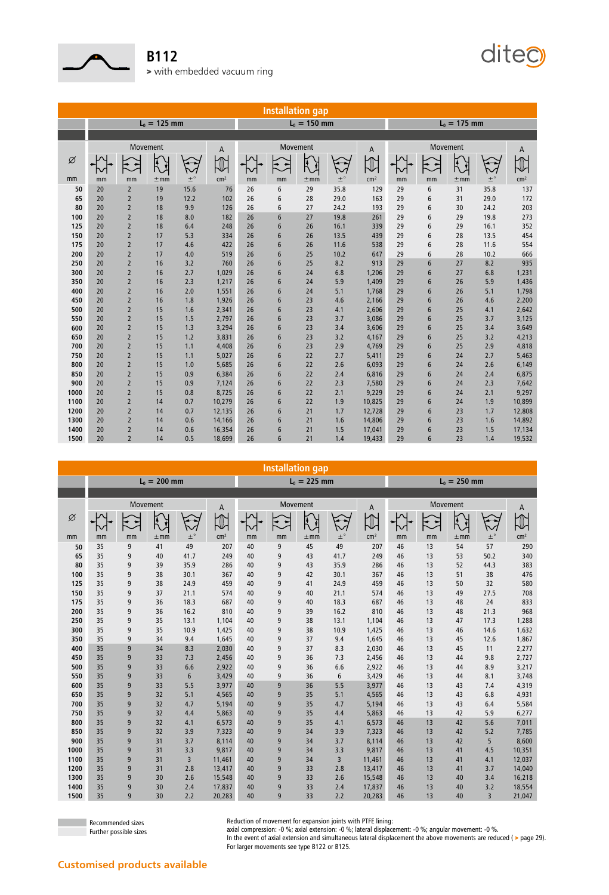# B112

**>** with embedded vacuum ring

ditec

## Installation gap

| Ø | $L_0$ = 125 mm | | | | | $L_0$ = 150 mm | | | | | $L_0$ = 175 mm | | | | |
|---|---|---|---|---|---|---|---|---|---|---|---|---|---|---|---|
| | Movement | | | | A | Movement | | | | A | Movement | | | | A |
| mm | mm | mm | ±mm | ±° | cm² | mm | mm | ±mm | ±° | cm² | mm | mm | ±mm | ±° | cm² |
| 50 | 20 | 2 | 19 | 15.6 | 76 | 26 | 6 | 29 | 35.8 | 129 | 29 | 6 | 31 | 35.8 | 137 |
| 65 | 20 | 2 | 19 | 12.2 | 102 | 26 | 6 | 28 | 29.0 | 163 | 29 | 6 | 31 | 29.0 | 172 |
| 80 | 20 | 2 | 18 | 9.9 | 126 | 26 | 6 | 27 | 24.2 | 193 | 29 | 6 | 30 | 24.2 | 203 |
| 100 | 20 | 2 | 18 | 8.0 | 182 | 26 | 6 | 27 | 19.8 | 261 | 29 | 6 | 29 | 19.8 | 273 |
| 125 | 20 | 2 | 18 | 6.4 | 248 | 26 | 6 | 26 | 16.1 | 339 | 29 | 6 | 29 | 16.1 | 352 |
| 150 | 20 | 2 | 17 | 5.3 | 334 | 26 | 6 | 26 | 13.5 | 439 | 29 | 6 | 28 | 13.5 | 454 |
| 175 | 20 | 2 | 17 | 4.6 | 422 | 26 | 6 | 26 | 11.6 | 538 | 29 | 6 | 28 | 11.6 | 554 |
| 200 | 20 | 2 | 17 | 4.0 | 519 | 26 | 6 | 25 | 10.2 | 647 | 29 | 6 | 28 | 10.2 | 666 |
| 250 | 20 | 2 | 16 | 3.2 | 760 | 26 | 6 | 25 | 8.2 | 913 | 29 | 6 | 27 | 8.2 | 935 |
| 300 | 20 | 2 | 16 | 2.7 | 1,029 | 26 | 6 | 24 | 6.8 | 1,206 | 29 | 6 | 27 | 6.8 | 1,231 |
| 350 | 20 | 2 | 16 | 2.3 | 1,217 | 26 | 6 | 24 | 5.9 | 1,409 | 29 | 6 | 26 | 5.9 | 1,436 |
| 400 | 20 | 2 | 16 | 2.0 | 1,551 | 26 | 6 | 24 | 5.1 | 1,768 | 29 | 6 | 26 | 5.1 | 1,798 |
| 450 | 20 | 2 | 16 | 1.8 | 1,926 | 26 | 6 | 23 | 4.6 | 2,166 | 29 | 6 | 26 | 4.6 | 2,200 |
| 500 | 20 | 2 | 15 | 1.6 | 2,341 | 26 | 6 | 23 | 4.1 | 2,606 | 29 | 6 | 25 | 4.1 | 2,642 |
| 550 | 20 | 2 | 15 | 1.5 | 2,797 | 26 | 6 | 23 | 3.7 | 3,086 | 29 | 6 | 25 | 3.7 | 3,125 |
| 600 | 20 | 2 | 15 | 1.3 | 3,294 | 26 | 6 | 23 | 3.4 | 3,606 | 29 | 6 | 25 | 3.4 | 3,649 |
| 650 | 20 | 2 | 15 | 1.2 | 3,831 | 26 | 6 | 23 | 3.2 | 4,167 | 29 | 6 | 25 | 3.2 | 4,213 |
| 700 | 20 | 2 | 15 | 1.1 | 4,408 | 26 | 6 | 23 | 2.9 | 4,769 | 29 | 6 | 25 | 2.9 | 4,818 |
| 750 | 20 | 2 | 15 | 1.1 | 5,027 | 26 | 6 | 22 | 2.7 | 5,411 | 29 | 6 | 24 | 2.7 | 5,463 |
| 800 | 20 | 2 | 15 | 1.0 | 5,685 | 26 | 6 | 22 | 2.6 | 6,093 | 29 | 6 | 24 | 2.6 | 6,149 |
| 850 | 20 | 2 | 15 | 0.9 | 6,384 | 26 | 6 | 22 | 2.4 | 6,816 | 29 | 6 | 24 | 2.4 | 6,875 |
| 900 | 20 | 2 | 15 | 0.9 | 7,124 | 26 | 6 | 22 | 2.3 | 7,580 | 29 | 6 | 24 | 2.3 | 7,642 |
| 1000 | 20 | 2 | 15 | 0.8 | 8,725 | 26 | 6 | 22 | 2.1 | 9,229 | 29 | 6 | 24 | 2.1 | 9,297 |
| 1100 | 20 | 2 | 14 | 0.7 | 10,279 | 26 | 6 | 22 | 1.9 | 10,825 | 29 | 6 | 24 | 1.9 | 10,899 |
| 1200 | 20 | 2 | 14 | 0.7 | 12,135 | 26 | 6 | 21 | 1.7 | 12,728 | 29 | 6 | 23 | 1.7 | 12,808 |
| 1300 | 20 | 2 | 14 | 0.6 | 14,166 | 26 | 6 | 21 | 1.6 | 14,806 | 29 | 6 | 23 | 1.6 | 14,892 |
| 1400 | 20 | 2 | 14 | 0.6 | 16,354 | 26 | 6 | 21 | 1.5 | 17,041 | 29 | 6 | 23 | 1.5 | 17,134 |
| 1500 | 20 | 2 | 14 | 0.5 | 18,699 | 26 | 6 | 21 | 1.4 | 19,433 | 29 | 6 | 23 | 1.4 | 19,532 |

## Installation gap

| Ø | $L_0$ = 200 mm | | | | | $L_0$ = 225 mm | | | | | $L_0$ = 250 mm | | | | |
|---|---|---|---|---|---|---|---|---|---|---|---|---|---|---|---|
| | Movement | | | | A | Movement | | | | A | Movement | | | | A |
| mm | mm | mm | ±mm | ±° | cm² | mm | mm | ±mm | ±° | cm² | mm | mm | ±mm | ±° | cm² |
| 50 | 35 | 9 | 41 | 49 | 207 | 40 | 9 | 45 | 49 | 207 | 46 | 13 | 54 | 57 | 290 |
| 65 | 35 | 9 | 40 | 41.7 | 249 | 40 | 9 | 43 | 41.7 | 249 | 46 | 13 | 53 | 50.2 | 340 |
| 80 | 35 | 9 | 39 | 35.9 | 286 | 40 | 9 | 43 | 35.9 | 286 | 46 | 13 | 52 | 44.3 | 383 |
| 100 | 35 | 9 | 38 | 30.1 | 367 | 40 | 9 | 42 | 30.1 | 367 | 46 | 13 | 51 | 38 | 476 |
| 125 | 35 | 9 | 38 | 24.9 | 459 | 40 | 9 | 41 | 24.9 | 459 | 46 | 13 | 50 | 32 | 580 |
| 150 | 35 | 9 | 37 | 21.1 | 574 | 40 | 9 | 40 | 21.1 | 574 | 46 | 13 | 49 | 27.5 | 708 |
| 175 | 35 | 9 | 36 | 18.3 | 687 | 40 | 9 | 40 | 18.3 | 687 | 46 | 13 | 48 | 24 | 833 |
| 200 | 35 | 9 | 36 | 16.2 | 810 | 40 | 9 | 39 | 16.2 | 810 | 46 | 13 | 48 | 21.3 | 968 |
| 250 | 35 | 9 | 35 | 13.1 | 1,104 | 40 | 9 | 38 | 13.1 | 1,104 | 46 | 13 | 47 | 17.3 | 1,288 |
| 300 | 35 | 9 | 35 | 10.9 | 1,425 | 40 | 9 | 38 | 10.9 | 1,425 | 46 | 13 | 46 | 14.6 | 1,632 |
| 350 | 35 | 9 | 34 | 9.4 | 1,645 | 40 | 9 | 37 | 9.4 | 1,645 | 46 | 13 | 45 | 12.6 | 1,867 |
| 400 | 35 | 9 | 34 | 8.3 | 2,030 | 40 | 9 | 37 | 8.3 | 2,030 | 46 | 13 | 45 | 11 | 2,277 |
| 450 | 35 | 9 | 33 | 7.3 | 2,456 | 40 | 9 | 36 | 7.3 | 2,456 | 46 | 13 | 44 | 9.8 | 2,727 |
| 500 | 35 | 9 | 33 | 6.6 | 2,922 | 40 | 9 | 36 | 6.6 | 2,922 | 46 | 13 | 44 | 8.9 | 3,217 |
| 550 | 35 | 9 | 33 | 6 | 3,429 | 40 | 9 | 36 | 6 | 3,429 | 46 | 13 | 44 | 8.1 | 3,748 |
| 600 | 35 | 9 | 33 | 5.5 | 3,977 | 40 | 9 | 36 | 5.5 | 3,977 | 46 | 13 | 43 | 7.4 | 4,319 |
| 650 | 35 | 9 | 32 | 5.1 | 4,565 | 40 | 9 | 35 | 5.1 | 4,565 | 46 | 13 | 43 | 6.8 | 4,931 |
| 700 | 35 | 9 | 32 | 4.7 | 5,194 | 40 | 9 | 35 | 4.7 | 5,194 | 46 | 13 | 43 | 6.4 | 5,584 |
| 750 | 35 | 9 | 32 | 4.4 | 5,863 | 40 | 9 | 35 | 4.4 | 5,863 | 46 | 13 | 42 | 5.9 | 6,277 |
| 800 | 35 | 9 | 32 | 4.1 | 6,573 | 40 | 9 | 35 | 4.1 | 6,573 | 46 | 13 | 42 | 5.6 | 7,011 |
| 850 | 35 | 9 | 32 | 3.9 | 7,323 | 40 | 9 | 34 | 3.9 | 7,323 | 46 | 13 | 42 | 5.2 | 7,785 |
| 900 | 35 | 9 | 31 | 3.7 | 8,114 | 40 | 9 | 34 | 3.7 | 8,114 | 46 | 13 | 42 | 5 | 8,600 |
| 1000 | 35 | 9 | 31 | 3.3 | 9,817 | 40 | 9 | 34 | 3.3 | 9,817 | 46 | 13 | 41 | 4.5 | 10,351 |
| 1100 | 35 | 9 | 31 | 3 | 11,461 | 40 | 9 | 34 | 3 | 11,461 | 46 | 13 | 41 | 4.1 | 12,037 |
| 1200 | 35 | 9 | 31 | 2.8 | 13,417 | 40 | 9 | 33 | 2.8 | 13,417 | 46 | 13 | 41 | 3.7 | 14,040 |
| 1300 | 35 | 9 | 30 | 2.6 | 15,548 | 40 | 9 | 33 | 2.6 | 15,548 | 46 | 13 | 40 | 3.4 | 16,218 |
| 1400 | 35 | 9 | 30 | 2.4 | 17,837 | 40 | 9 | 33 | 2.4 | 17,837 | 46 | 13 | 40 | 3.2 | 18,554 |
| 1500 | 35 | 9 | 30 | 2.2 | 20,283 | 40 | 9 | 33 | 2.2 | 20,283 | 46 | 13 | 40 | 3 | 21,047 |

Recommended sizes
Further possible sizes

Reduction of movement for expansion joints with PTFE lining:
axial compression: -0 %; axial extension: -0 %; lateral displacement: -0 %; angular movement: -0 %.
In the event of axial extension and simultaneous lateral displacement the above movements are reduced ( > page 29).
For larger movements see type B122 or B125.

**Customised products available**